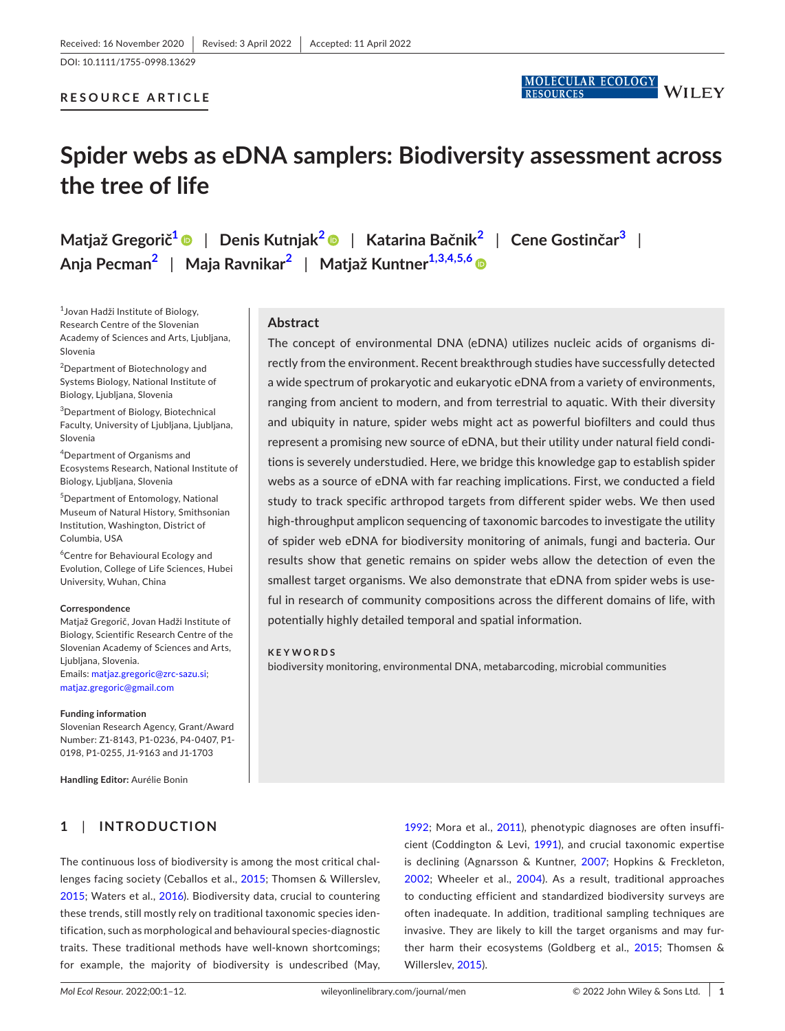Received: 16 November 2020 | Revised: 3 April 2022 | Accepted: 11 April 2022

DOI: 10.1111/1755-0998.13629

**RESOURCE ARTICLE**

# Spider webs as eDNA samplers: Biodiversity assessment across the tree of life

**Matjaž Gregorič[1]** | **Denis Kutnjak[2]** | **Katarina Bačnik[2]** | **Cene Gostinčar[3]** | **Anja Pecman[2]** | **Maja Ravnikar[2]** | **Matjaž Kuntner[1,3,4,5,6]**

[1]Jovan Hadži Institute of Biology, Research Centre of the Slovenian Academy of Sciences and Arts, Ljubljana, Slovenia

[2]Department of Biotechnology and Systems Biology, National Institute of Biology, Ljubljana, Slovenia

[3]Department of Biology, Biotechnical Faculty, University of Ljubljana, Ljubljana, Slovenia

[4]Department of Organisms and Ecosystems Research, National Institute of Biology, Ljubljana, Slovenia

[5]Department of Entomology, National Museum of Natural History, Smithsonian Institution, Washington, District of Columbia, USA

[6]Centre for Behavioural Ecology and Evolution, College of Life Sciences, Hubei University, Wuhan, China

**Correspondence**

Matjaž Gregorič, Jovan Hadži Institute of Biology, Scientific Research Centre of the Slovenian Academy of Sciences and Arts, Ljubljana, Slovenia.
Emails: matjaz.gregoric@zrc-sazu.si; matjaz.gregoric@gmail.com

**Funding information**

Slovenian Research Agency, Grant/Award Number: Z1-8143, P1-0236, P4-0407, P1-0198, P1-0255, J1-9163 and J1-1703

**Handling Editor:** Aurélie Bonin

## Abstract

The concept of environmental DNA (eDNA) utilizes nucleic acids of organisms directly from the environment. Recent breakthrough studies have successfully detected a wide spectrum of prokaryotic and eukaryotic eDNA from a variety of environments, ranging from ancient to modern, and from terrestrial to aquatic. With their diversity and ubiquity in nature, spider webs might act as powerful biofilters and could thus represent a promising new source of eDNA, but their utility under natural field conditions is severely understudied. Here, we bridge this knowledge gap to establish spider webs as a source of eDNA with far reaching implications. First, we conducted a field study to track specific arthropod targets from different spider webs. We then used high-throughput amplicon sequencing of taxonomic barcodes to investigate the utility of spider web eDNA for biodiversity monitoring of animals, fungi and bacteria. Our results show that genetic remains on spider webs allow the detection of even the smallest target organisms. We also demonstrate that eDNA from spider webs is useful in research of community compositions across the different domains of life, with potentially highly detailed temporal and spatial information.

**KEYWORDS**

biodiversity monitoring, environmental DNA, metabarcoding, microbial communities

## 1 | INTRODUCTION

The continuous loss of biodiversity is among the most critical challenges facing society (Ceballos et al., 2015; Thomsen & Willerslev, 2015; Waters et al., 2016). Biodiversity data, crucial to countering these trends, still mostly rely on traditional taxonomic species identification, such as morphological and behavioural species-diagnostic traits. These traditional methods have well-known shortcomings; for example, the majority of biodiversity is undescribed (May, 1992; Mora et al., 2011), phenotypic diagnoses are often insufficient (Coddington & Levi, 1991), and crucial taxonomic expertise is declining (Agnarsson & Kuntner, 2007; Hopkins & Freckleton, 2002; Wheeler et al., 2004). As a result, traditional approaches to conducting efficient and standardized biodiversity surveys are often inadequate. In addition, traditional sampling techniques are invasive. They are likely to kill the target organisms and may further harm their ecosystems (Goldberg et al., 2015; Thomsen & Willerslev, 2015).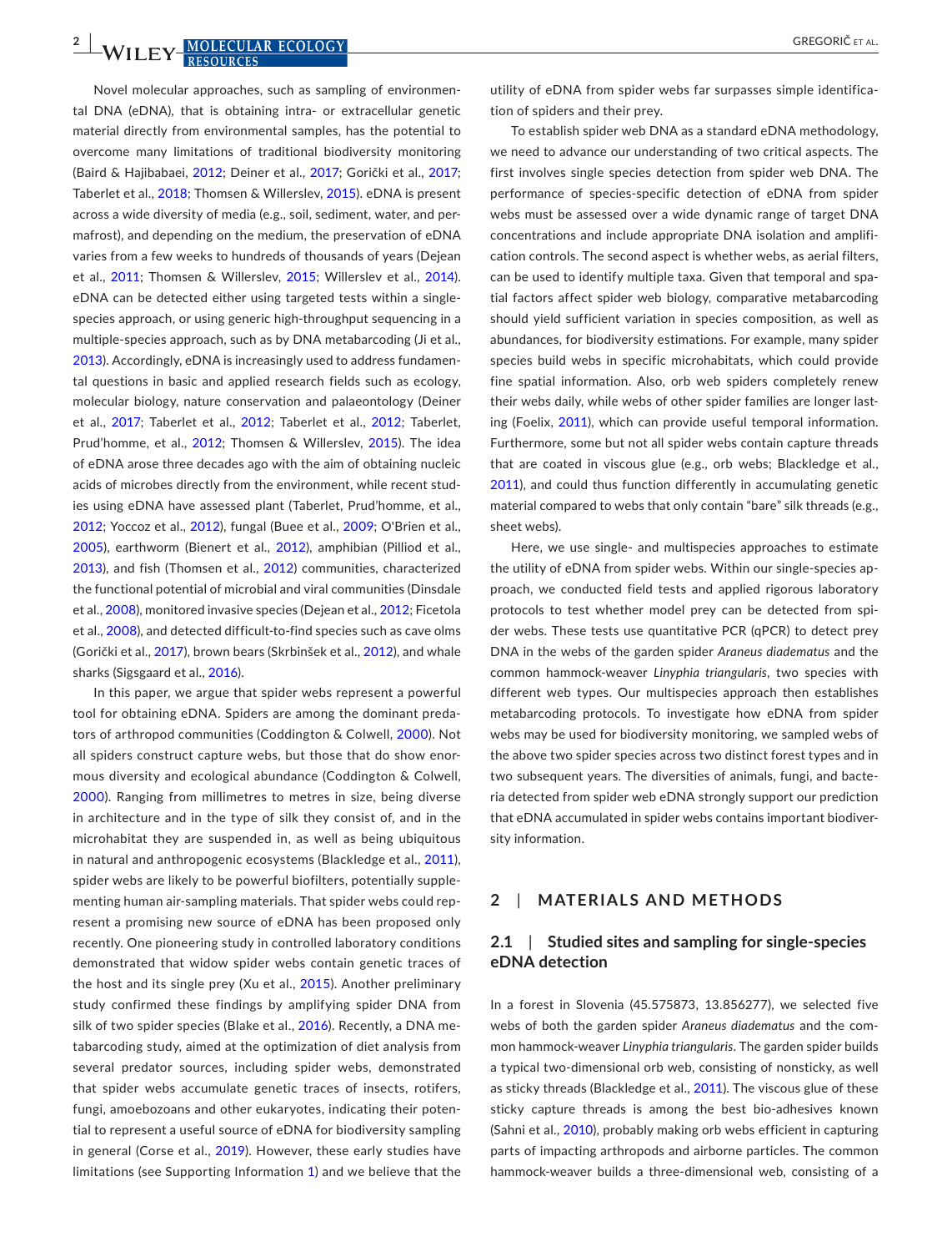Novel molecular approaches, such as sampling of environmental DNA (eDNA), that is obtaining intra- or extracellular genetic material directly from environmental samples, has the potential to overcome many limitations of traditional biodiversity monitoring (Baird & Hajibabaei, 2012; Deiner et al., 2017; Gorički et al., 2017; Taberlet et al., 2018; Thomsen & Willerslev, 2015). eDNA is present across a wide diversity of media (e.g., soil, sediment, water, and permafrost), and depending on the medium, the preservation of eDNA varies from a few weeks to hundreds of thousands of years (Dejean et al., 2011; Thomsen & Willerslev, 2015; Willerslev et al., 2014). eDNA can be detected either using targeted tests within a single-species approach, or using generic high-throughput sequencing in a multiple-species approach, such as by DNA metabarcoding (Ji et al., 2013). Accordingly, eDNA is increasingly used to address fundamental questions in basic and applied research fields such as ecology, molecular biology, nature conservation and palaeontology (Deiner et al., 2017; Taberlet et al., 2012; Taberlet et al., 2012; Taberlet, Prud'homme, et al., 2012; Thomsen & Willerslev, 2015). The idea of eDNA arose three decades ago with the aim of obtaining nucleic acids of microbes directly from the environment, while recent studies using eDNA have assessed plant (Taberlet, Prud'homme, et al., 2012; Yoccoz et al., 2012), fungal (Buee et al., 2009; O'Brien et al., 2005), earthworm (Bienert et al., 2012), amphibian (Pilliod et al., 2013), and fish (Thomsen et al., 2012) communities, characterized the functional potential of microbial and viral communities (Dinsdale et al., 2008), monitored invasive species (Dejean et al., 2012; Ficetola et al., 2008), and detected difficult-to-find species such as cave olms (Gorički et al., 2017), brown bears (Skrbinšek et al., 2012), and whale sharks (Sigsgaard et al., 2016).

In this paper, we argue that spider webs represent a powerful tool for obtaining eDNA. Spiders are among the dominant predators of arthropod communities (Coddington & Colwell, 2000). Not all spiders construct capture webs, but those that do show enormous diversity and ecological abundance (Coddington & Colwell, 2000). Ranging from millimetres to metres in size, being diverse in architecture and in the type of silk they consist of, and in the microhabitat they are suspended in, as well as being ubiquitous in natural and anthropogenic ecosystems (Blackledge et al., 2011), spider webs are likely to be powerful biofilters, potentially supplementing human air-sampling materials. That spider webs could represent a promising new source of eDNA has been proposed only recently. One pioneering study in controlled laboratory conditions demonstrated that widow spider webs contain genetic traces of the host and its single prey (Xu et al., 2015). Another preliminary study confirmed these findings by amplifying spider DNA from silk of two spider species (Blake et al., 2016). Recently, a DNA metabarcoding study, aimed at the optimization of diet analysis from several predator sources, including spider webs, demonstrated that spider webs accumulate genetic traces of insects, rotifers, fungi, amoebozoans and other eukaryotes, indicating their potential to represent a useful source of eDNA for biodiversity sampling in general (Corse et al., 2019). However, these early studies have limitations (see Supporting Information 1) and we believe that the utility of eDNA from spider webs far surpasses simple identification of spiders and their prey.

To establish spider web DNA as a standard eDNA methodology, we need to advance our understanding of two critical aspects. The first involves single species detection from spider web DNA. The performance of species-specific detection of eDNA from spider webs must be assessed over a wide dynamic range of target DNA concentrations and include appropriate DNA isolation and amplification controls. The second aspect is whether webs, as aerial filters, can be used to identify multiple taxa. Given that temporal and spatial factors affect spider web biology, comparative metabarcoding should yield sufficient variation in species composition, as well as abundances, for biodiversity estimations. For example, many spider species build webs in specific microhabitats, which could provide fine spatial information. Also, orb web spiders completely renew their webs daily, while webs of other spider families are longer lasting (Foelix, 2011), which can provide useful temporal information. Furthermore, some but not all spider webs contain capture threads that are coated in viscous glue (e.g., orb webs; Blackledge et al., 2011), and could thus function differently in accumulating genetic material compared to webs that only contain "bare" silk threads (e.g., sheet webs).

Here, we use single- and multispecies approaches to estimate the utility of eDNA from spider webs. Within our single-species approach, we conducted field tests and applied rigorous laboratory protocols to test whether model prey can be detected from spider webs. These tests use quantitative PCR (qPCR) to detect prey DNA in the webs of the garden spider *Araneus diadematus* and the common hammock-weaver *Linyphia triangularis*, two species with different web types. Our multispecies approach then establishes metabarcoding protocols. To investigate how eDNA from spider webs may be used for biodiversity monitoring, we sampled webs of the above two spider species across two distinct forest types and in two subsequent years. The diversities of animals, fungi, and bacteria detected from spider web eDNA strongly support our prediction that eDNA accumulated in spider webs contains important biodiversity information.

## 2 | MATERIALS AND METHODS

### 2.1 | Studied sites and sampling for single-species eDNA detection

In a forest in Slovenia (45.575873, 13.856277), we selected five webs of both the garden spider *Araneus diadematus* and the common hammock-weaver *Linyphia triangularis*. The garden spider builds a typical two-dimensional orb web, consisting of nonsticky, as well as sticky threads (Blackledge et al., 2011). The viscous glue of these sticky capture threads is among the best bio-adhesives known (Sahni et al., 2010), probably making orb webs efficient in capturing parts of impacting arthropods and airborne particles. The common hammock-weaver builds a three-dimensional web, consisting of a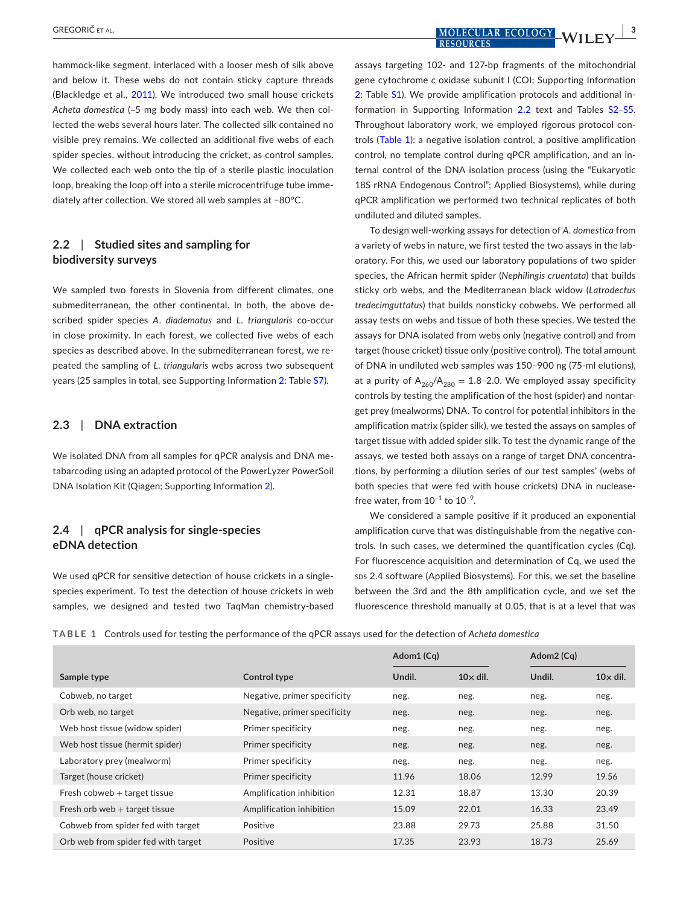hammock-like segment, interlaced with a looser mesh of silk above and below it. These webs do not contain sticky capture threads (Blackledge et al., 2011). We introduced two small house crickets *Acheta domestica* (~5 mg body mass) into each web. We then collected the webs several hours later. The collected silk contained no visible prey remains. We collected an additional five webs of each spider species, without introducing the cricket, as control samples. We collected each web onto the tip of a sterile plastic inoculation loop, breaking the loop off into a sterile microcentrifuge tube immediately after collection. We stored all web samples at −80°C.

## 2.2 | Studied sites and sampling for biodiversity surveys

We sampled two forests in Slovenia from different climates, one submediterranean, the other continental. In both, the above described spider species *A. diadematus* and *L. triangularis* co-occur in close proximity. In each forest, we collected five webs of each species as described above. In the submediterranean forest, we repeated the sampling of *L. triangularis* webs across two subsequent years (25 samples in total, see Supporting Information 2: Table S7).

## 2.3 | DNA extraction

We isolated DNA from all samples for qPCR analysis and DNA metabarcoding using an adapted protocol of the PowerLyzer PowerSoil DNA Isolation Kit (Qiagen; Supporting Information 2).

## 2.4 | qPCR analysis for single-species eDNA detection

We used qPCR for sensitive detection of house crickets in a single-species experiment. To test the detection of house crickets in web samples, we designed and tested two TaqMan chemistry-based assays targeting 102- and 127-bp fragments of the mitochondrial gene cytochrome *c* oxidase subunit I (COI; Supporting Information 2: Table S1). We provide amplification protocols and additional information in Supporting Information 2.2 text and Tables S2–S5. Throughout laboratory work, we employed rigorous protocol controls (Table 1): a negative isolation control, a positive amplification control, no template control during qPCR amplification, and an internal control of the DNA isolation process (using the "Eukaryotic 18S rRNA Endogenous Control"; Applied Biosystems), while during qPCR amplification we performed two technical replicates of both undiluted and diluted samples.

To design well-working assays for detection of *A. domestica* from a variety of webs in nature, we first tested the two assays in the laboratory. For this, we used our laboratory populations of two spider species, the African hermit spider (*Nephilingis cruentata*) that builds sticky orb webs, and the Mediterranean black widow (*Latrodectus tredecimguttatus*) that builds nonsticky cobwebs. We performed all assay tests on webs and tissue of both these species. We tested the assays for DNA isolated from webs only (negative control) and from target (house cricket) tissue only (positive control). The total amount of DNA in undiluted web samples was 150–900 ng (75-ml elutions), at a purity of $A_{260}/A_{280}$ = 1.8–2.0. We employed assay specificity controls by testing the amplification of the host (spider) and nontarget prey (mealworms) DNA. To control for potential inhibitors in the amplification matrix (spider silk), we tested the assays on samples of target tissue with added spider silk. To test the dynamic range of the assays, we tested both assays on a range of target DNA concentrations, by performing a dilution series of our test samples' (webs of both species that were fed with house crickets) DNA in nuclease-free water, from $10^{-1}$ to $10^{-9}$.

We considered a sample positive if it produced an exponential amplification curve that was distinguishable from the negative controls. In such cases, we determined the quantification cycles (Cq). For fluorescence acquisition and determination of Cq, we used the SDS 2.4 software (Applied Biosystems). For this, we set the baseline between the 3rd and the 8th amplification cycle, and we set the fluorescence threshold manually at 0.05, that is at a level that was

**TABLE 1** Controls used for testing the performance of the qPCR assays used for the detection of *Acheta domestica*

| | | Adom1 (Cq) | | Adom2 (Cq) | |
|---|---|---|---|---|---|
| Sample type | Control type | Undil. | 10× dil. | Undil. | 10× dil. |
| Cobweb, no target | Negative, primer specificity | neg. | neg. | neg. | neg. |
| Orb web, no target | Negative, primer specificity | neg. | neg. | neg. | neg. |
| Web host tissue (widow spider) | Primer specificity | neg. | neg. | neg. | neg. |
| Web host tissue (hermit spider) | Primer specificity | neg. | neg. | neg. | neg. |
| Laboratory prey (mealworm) | Primer specificity | neg. | neg. | neg. | neg. |
| Target (house cricket) | Primer specificity | 11.96 | 18.06 | 12.99 | 19.56 |
| Fresh cobweb + target tissue | Amplification inhibition | 12.31 | 18.87 | 13.30 | 20.39 |
| Fresh orb web + target tissue | Amplification inhibition | 15.09 | 22.01 | 16.33 | 23.49 |
| Cobweb from spider fed with target | Positive | 23.88 | 29.73 | 25.88 | 31.50 |
| Orb web from spider fed with target | Positive | 17.35 | 23.93 | 18.73 | 25.69 |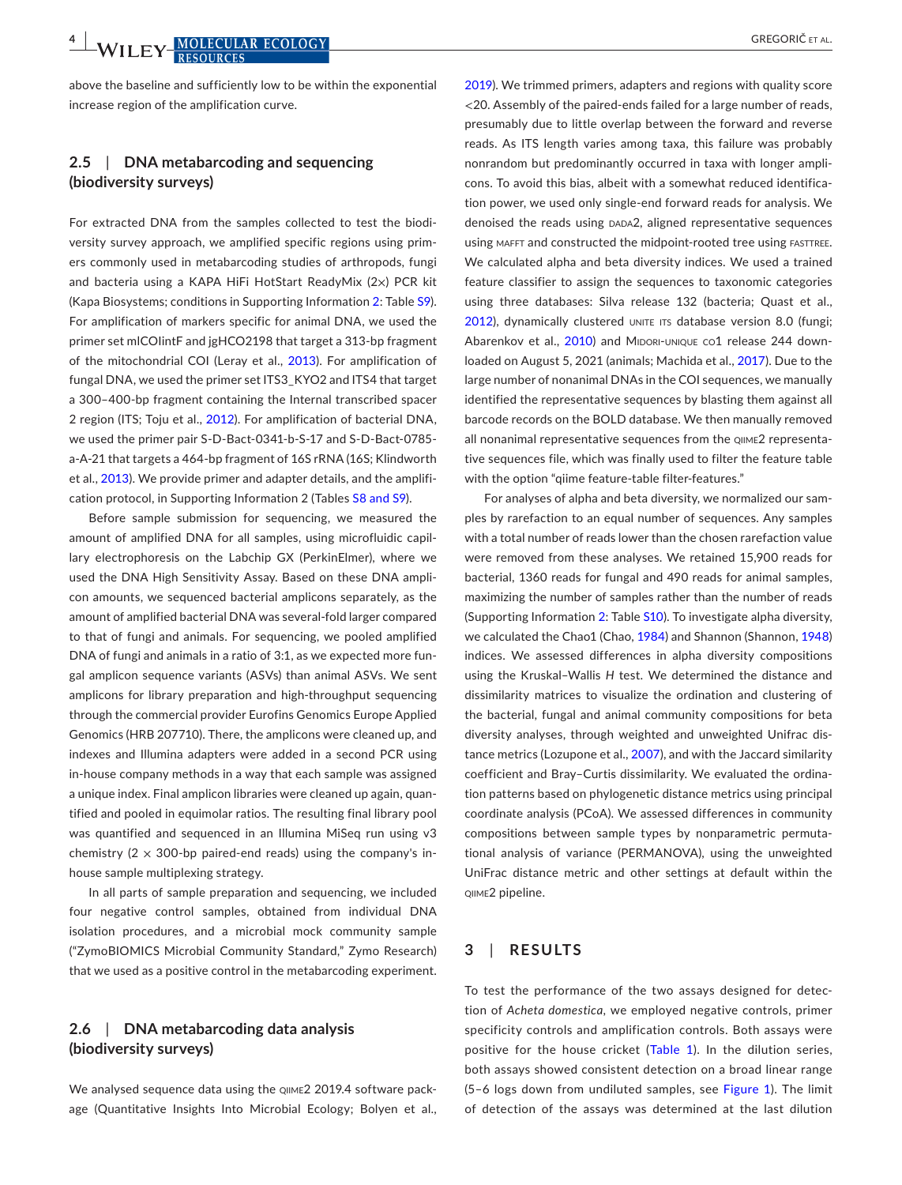above the baseline and sufficiently low to be within the exponential increase region of the amplification curve.

### 2.5 | DNA metabarcoding and sequencing (biodiversity surveys)

For extracted DNA from the samples collected to test the biodiversity survey approach, we amplified specific regions using primers commonly used in metabarcoding studies of arthropods, fungi and bacteria using a KAPA HiFi HotStart ReadyMix (2×) PCR kit (Kapa Biosystems; conditions in Supporting Information 2: Table S9). For amplification of markers specific for animal DNA, we used the primer set mlCOIintF and jgHCO2198 that target a 313-bp fragment of the mitochondrial COI (Leray et al., 2013). For amplification of fungal DNA, we used the primer set ITS3_KYO2 and ITS4 that target a 300–400-bp fragment containing the Internal transcribed spacer 2 region (ITS; Toju et al., 2012). For amplification of bacterial DNA, we used the primer pair S-D-Bact-0341-b-S-17 and S-D-Bact-0785-a-A-21 that targets a 464-bp fragment of 16S rRNA (16S; Klindworth et al., 2013). We provide primer and adapter details, and the amplification protocol, in Supporting Information 2 (Tables S8 and S9).

Before sample submission for sequencing, we measured the amount of amplified DNA for all samples, using microfluidic capillary electrophoresis on the Labchip GX (PerkinElmer), where we used the DNA High Sensitivity Assay. Based on these DNA amplicon amounts, we sequenced bacterial amplicons separately, as the amount of amplified bacterial DNA was several-fold larger compared to that of fungi and animals. For sequencing, we pooled amplified DNA of fungi and animals in a ratio of 3:1, as we expected more fungal amplicon sequence variants (ASVs) than animal ASVs. We sent amplicons for library preparation and high-throughput sequencing through the commercial provider Eurofins Genomics Europe Applied Genomics (HRB 207710). There, the amplicons were cleaned up, and indexes and Illumina adapters were added in a second PCR using in-house company methods in a way that each sample was assigned a unique index. Final amplicon libraries were cleaned up again, quantified and pooled in equimolar ratios. The resulting final library pool was quantified and sequenced in an Illumina MiSeq run using v3 chemistry (2 × 300-bp paired-end reads) using the company's in-house sample multiplexing strategy.

In all parts of sample preparation and sequencing, we included four negative control samples, obtained from individual DNA isolation procedures, and a microbial mock community sample ("ZymoBIOMICS Microbial Community Standard," Zymo Research) that we used as a positive control in the metabarcoding experiment.

### 2.6 | DNA metabarcoding data analysis (biodiversity surveys)

We analysed sequence data using the QIIME2 2019.4 software package (Quantitative Insights Into Microbial Ecology; Bolyen et al., 2019). We trimmed primers, adapters and regions with quality score <20. Assembly of the paired-ends failed for a large number of reads, presumably due to little overlap between the forward and reverse reads. As ITS length varies among taxa, this failure was probably nonrandom but predominantly occurred in taxa with longer amplicons. To avoid this bias, albeit with a somewhat reduced identification power, we used only single-end forward reads for analysis. We denoised the reads using DADA2, aligned representative sequences using MAFFT and constructed the midpoint-rooted tree using FASTTREE. We calculated alpha and beta diversity indices. We used a trained feature classifier to assign the sequences to taxonomic categories using three databases: Silva release 132 (bacteria; Quast et al., 2012), dynamically clustered UNITE ITS database version 8.0 (fungi; Abarenkov et al., 2010) and MIDORI-UNIQUE CO1 release 244 downloaded on August 5, 2021 (animals; Machida et al., 2017). Due to the large number of nonanimal DNAs in the COI sequences, we manually identified the representative sequences by blasting them against all barcode records on the BOLD database. We then manually removed all nonanimal representative sequences from the QIIME2 representative sequences file, which was finally used to filter the feature table with the option "qiime feature-table filter-features."

For analyses of alpha and beta diversity, we normalized our samples by rarefaction to an equal number of sequences. Any samples with a total number of reads lower than the chosen rarefaction value were removed from these analyses. We retained 15,900 reads for bacterial, 1360 reads for fungal and 490 reads for animal samples, maximizing the number of samples rather than the number of reads (Supporting Information 2: Table S10). To investigate alpha diversity, we calculated the Chao1 (Chao, 1984) and Shannon (Shannon, 1948) indices. We assessed differences in alpha diversity compositions using the Kruskal–Wallis *H* test. We determined the distance and dissimilarity matrices to visualize the ordination and clustering of the bacterial, fungal and animal community compositions for beta diversity analyses, through weighted and unweighted Unifrac distance metrics (Lozupone et al., 2007), and with the Jaccard similarity coefficient and Bray–Curtis dissimilarity. We evaluated the ordination patterns based on phylogenetic distance metrics using principal coordinate analysis (PCoA). We assessed differences in community compositions between sample types by nonparametric permutational analysis of variance (PERMANOVA), using the unweighted UniFrac distance metric and other settings at default within the QIIME2 pipeline.

## 3 | RESULTS

To test the performance of the two assays designed for detection of *Acheta domestica*, we employed negative controls, primer specificity controls and amplification controls. Both assays were positive for the house cricket (Table 1). In the dilution series, both assays showed consistent detection on a broad linear range (5–6 logs down from undiluted samples, see Figure 1). The limit of detection of the assays was determined at the last dilution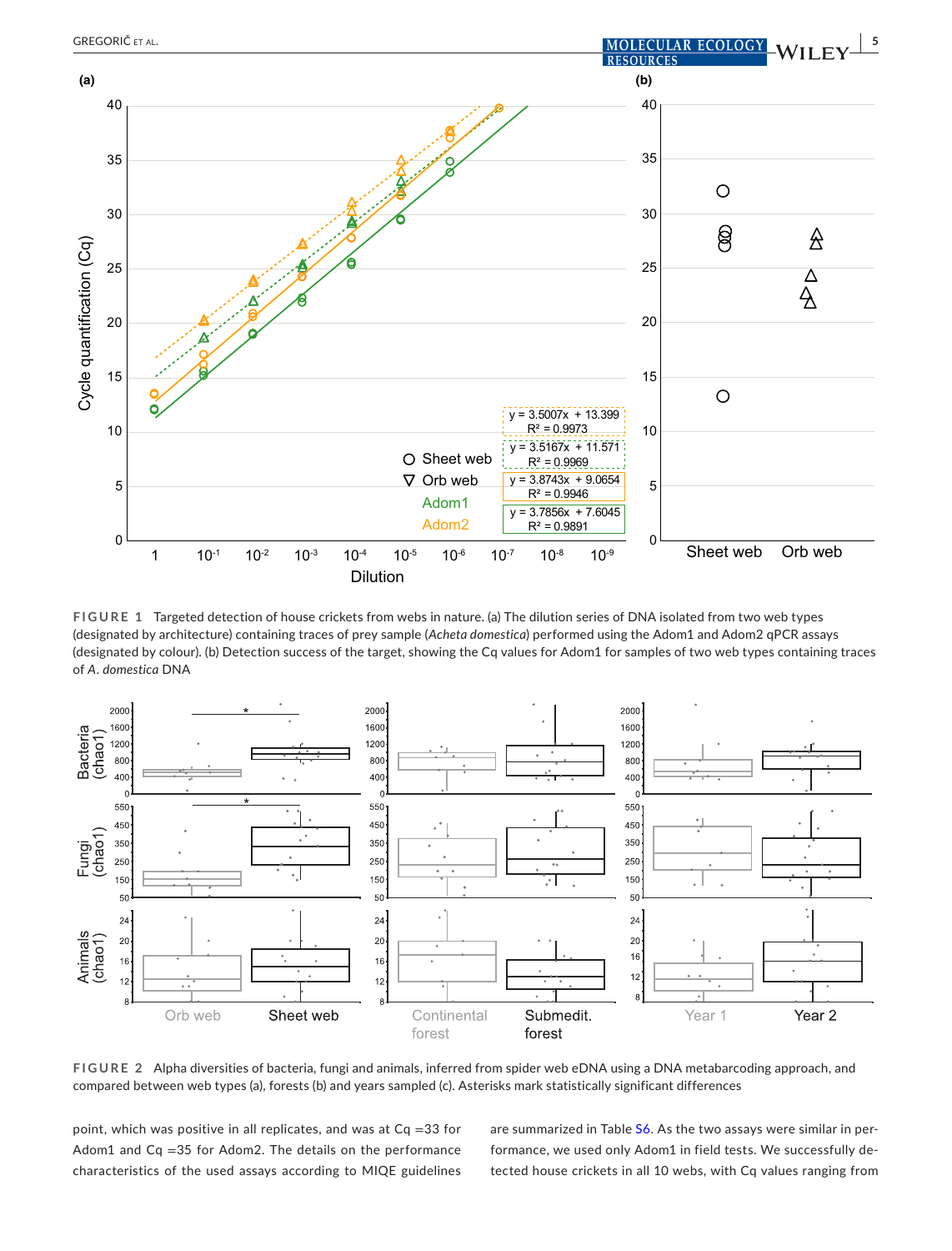FIGURE 1 Targeted detection of house crickets from webs in nature. (a) The dilution series of DNA isolated from two web types (designated by architecture) containing traces of prey sample (*Acheta domestica*) performed using the Adom1 and Adom2 qPCR assays (designated by colour). (b) Detection success of the target, showing the Cq values for Adom1 for samples of two web types containing traces of *A. domestica* DNA

FIGURE 2 Alpha diversities of bacteria, fungi and animals, inferred from spider web eDNA using a DNA metabarcoding approach, and compared between web types (a), forests (b) and years sampled (c). Asterisks mark statistically significant differences

point, which was positive in all replicates, and was at Cq =33 for Adom1 and Cq =35 for Adom2. The details on the performance characteristics of the used assays according to MIQE guidelines are summarized in Table S6. As the two assays were similar in performance, we used only Adom1 in field tests. We successfully detected house crickets in all 10 webs, with Cq values ranging from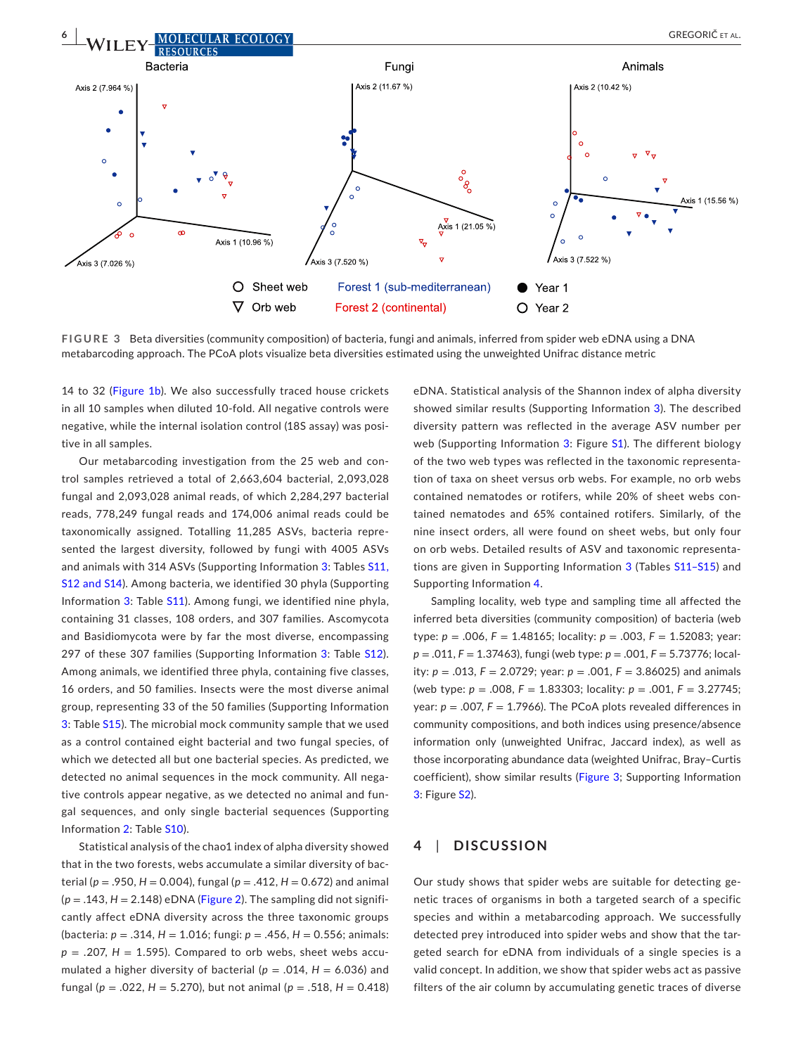**FIGURE 3** Beta diversities (community composition) of bacteria, fungi and animals, inferred from spider web eDNA using a DNA metabarcoding approach. The PCoA plots visualize beta diversities estimated using the unweighted Unifrac distance metric

14 to 32 (Figure 1b). We also successfully traced house crickets in all 10 samples when diluted 10-fold. All negative controls were negative, while the internal isolation control (18S assay) was positive in all samples.

Our metabarcoding investigation from the 25 web and control samples retrieved a total of 2,663,604 bacterial, 2,093,028 fungal and 2,093,028 animal reads, of which 2,284,297 bacterial reads, 778,249 fungal reads and 174,006 animal reads could be taxonomically assigned. Totalling 11,285 ASVs, bacteria represented the largest diversity, followed by fungi with 4005 ASVs and animals with 314 ASVs (Supporting Information 3: Tables S11, S12 and S14). Among bacteria, we identified 30 phyla (Supporting Information 3: Table S11). Among fungi, we identified nine phyla, containing 31 classes, 108 orders, and 307 families. Ascomycota and Basidiomycota were by far the most diverse, encompassing 297 of these 307 families (Supporting Information 3: Table S12). Among animals, we identified three phyla, containing five classes, 16 orders, and 50 families. Insects were the most diverse animal group, representing 33 of the 50 families (Supporting Information 3: Table S15). The microbial mock community sample that we used as a control contained eight bacterial and two fungal species, of which we detected all but one bacterial species. As predicted, we detected no animal sequences in the mock community. All negative controls appear negative, as we detected no animal and fungal sequences, and only single bacterial sequences (Supporting Information 2: Table S10).

Statistical analysis of the chao1 index of alpha diversity showed that in the two forests, webs accumulate a similar diversity of bacterial ($p = .950$, $H = 0.004$), fungal ($p = .412$, $H = 0.672$) and animal ($p = .143$, $H = 2.148$) eDNA (Figure 2). The sampling did not significantly affect eDNA diversity across the three taxonomic groups (bacteria: $p = .314$, $H = 1.016$; fungi: $p = .456$, $H = 0.556$; animals: $p = .207$, $H = 1.595$). Compared to orb webs, sheet webs accumulated a higher diversity of bacterial ($p = .014$, $H = 6.036$) and fungal ($p = .022$, $H = 5.270$), but not animal ($p = .518$, $H = 0.418$) eDNA. Statistical analysis of the Shannon index of alpha diversity showed similar results (Supporting Information 3). The described diversity pattern was reflected in the average ASV number per web (Supporting Information 3: Figure S1). The different biology of the two web types was reflected in the taxonomic representation of taxa on sheet versus orb webs. For example, no orb webs contained nematodes or rotifers, while 20% of sheet webs contained nematodes and 65% contained rotifers. Similarly, of the nine insect orders, all were found on sheet webs, but only four on orb webs. Detailed results of ASV and taxonomic representations are given in Supporting Information 3 (Tables S11–S15) and Supporting Information 4.

Sampling locality, web type and sampling time all affected the inferred beta diversities (community composition) of bacteria (web type: $p = .006$, $F = 1.48165$; locality: $p = .003$, $F = 1.52083$; year: $p = .011$, $F = 1.37463$), fungi (web type: $p = .001$, $F = 5.73776$; locality: $p = .013$, $F = 2.0729$; year: $p = .001$, $F = 3.86025$) and animals (web type: $p = .008$, $F = 1.83303$; locality: $p = .001$, $F = 3.27745$; year: $p = .007$, $F = 1.7966$). The PCoA plots revealed differences in community compositions, and both indices using presence/absence information only (unweighted Unifrac, Jaccard index), as well as those incorporating abundance data (weighted Unifrac, Bray–Curtis coefficient), show similar results (Figure 3; Supporting Information 3: Figure S2).

## 4 | DISCUSSION

Our study shows that spider webs are suitable for detecting genetic traces of organisms in both a targeted search of a specific species and within a metabarcoding approach. We successfully detected prey introduced into spider webs and show that the targeted search for eDNA from individuals of a single species is a valid concept. In addition, we show that spider webs act as passive filters of the air column by accumulating genetic traces of diverse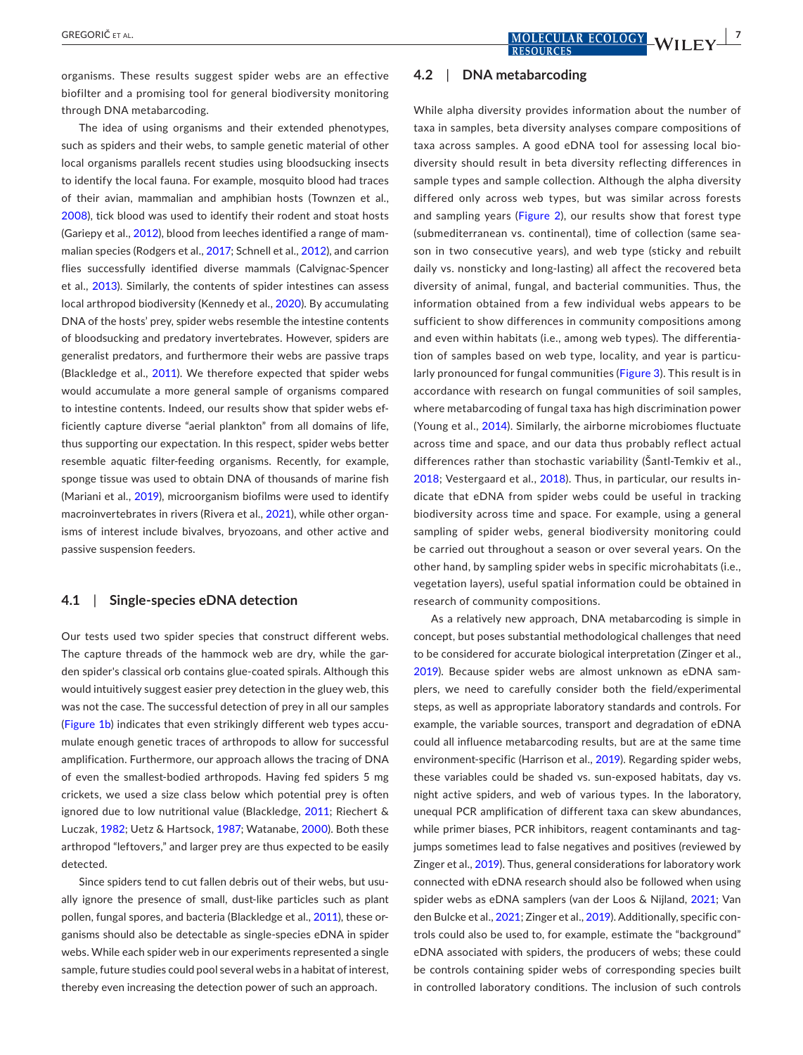organisms. These results suggest spider webs are an effective biofilter and a promising tool for general biodiversity monitoring through DNA metabarcoding.

The idea of using organisms and their extended phenotypes, such as spiders and their webs, to sample genetic material of other local organisms parallels recent studies using bloodsucking insects to identify the local fauna. For example, mosquito blood had traces of their avian, mammalian and amphibian hosts (Townzen et al., 2008), tick blood was used to identify their rodent and stoat hosts (Gariepy et al., 2012), blood from leeches identified a range of mammalian species (Rodgers et al., 2017; Schnell et al., 2012), and carrion flies successfully identified diverse mammals (Calvignac-Spencer et al., 2013). Similarly, the contents of spider intestines can assess local arthropod biodiversity (Kennedy et al., 2020). By accumulating DNA of the hosts' prey, spider webs resemble the intestine contents of bloodsucking and predatory invertebrates. However, spiders are generalist predators, and furthermore their webs are passive traps (Blackledge et al., 2011). We therefore expected that spider webs would accumulate a more general sample of organisms compared to intestine contents. Indeed, our results show that spider webs efficiently capture diverse "aerial plankton" from all domains of life, thus supporting our expectation. In this respect, spider webs better resemble aquatic filter-feeding organisms. Recently, for example, sponge tissue was used to obtain DNA of thousands of marine fish (Mariani et al., 2019), microorganism biofilms were used to identify macroinvertebrates in rivers (Rivera et al., 2021), while other organisms of interest include bivalves, bryozoans, and other active and passive suspension feeders.

### 4.1 | Single-species eDNA detection

Our tests used two spider species that construct different webs. The capture threads of the hammock web are dry, while the garden spider's classical orb contains glue-coated spirals. Although this would intuitively suggest easier prey detection in the gluey web, this was not the case. The successful detection of prey in all our samples (Figure 1b) indicates that even strikingly different web types accumulate enough genetic traces of arthropods to allow for successful amplification. Furthermore, our approach allows the tracing of DNA of even the smallest-bodied arthropods. Having fed spiders 5 mg crickets, we used a size class below which potential prey is often ignored due to low nutritional value (Blackledge, 2011; Riechert & Luczak, 1982; Uetz & Hartsock, 1987; Watanabe, 2000). Both these arthropod "leftovers," and larger prey are thus expected to be easily detected.

Since spiders tend to cut fallen debris out of their webs, but usually ignore the presence of small, dust-like particles such as plant pollen, fungal spores, and bacteria (Blackledge et al., 2011), these organisms should also be detectable as single-species eDNA in spider webs. While each spider web in our experiments represented a single sample, future studies could pool several webs in a habitat of interest, thereby even increasing the detection power of such an approach.

### 4.2 | DNA metabarcoding

While alpha diversity provides information about the number of taxa in samples, beta diversity analyses compare compositions of taxa across samples. A good eDNA tool for assessing local biodiversity should result in beta diversity reflecting differences in sample types and sample collection. Although the alpha diversity differed only across web types, but was similar across forests and sampling years (Figure 2), our results show that forest type (submediterranean vs. continental), time of collection (same season in two consecutive years), and web type (sticky and rebuilt daily vs. nonsticky and long-lasting) all affect the recovered beta diversity of animal, fungal, and bacterial communities. Thus, the information obtained from a few individual webs appears to be sufficient to show differences in community compositions among and even within habitats (i.e., among web types). The differentiation of samples based on web type, locality, and year is particularly pronounced for fungal communities (Figure 3). This result is in accordance with research on fungal communities of soil samples, where metabarcoding of fungal taxa has high discrimination power (Young et al., 2014). Similarly, the airborne microbiomes fluctuate across time and space, and our data thus probably reflect actual differences rather than stochastic variability (Šantl-Temkiv et al., 2018; Vestergaard et al., 2018). Thus, in particular, our results indicate that eDNA from spider webs could be useful in tracking biodiversity across time and space. For example, using a general sampling of spider webs, general biodiversity monitoring could be carried out throughout a season or over several years. On the other hand, by sampling spider webs in specific microhabitats (i.e., vegetation layers), useful spatial information could be obtained in research of community compositions.

As a relatively new approach, DNA metabarcoding is simple in concept, but poses substantial methodological challenges that need to be considered for accurate biological interpretation (Zinger et al., 2019). Because spider webs are almost unknown as eDNA samplers, we need to carefully consider both the field/experimental steps, as well as appropriate laboratory standards and controls. For example, the variable sources, transport and degradation of eDNA could all influence metabarcoding results, but are at the same time environment-specific (Harrison et al., 2019). Regarding spider webs, these variables could be shaded vs. sun-exposed habitats, day vs. night active spiders, and web of various types. In the laboratory, unequal PCR amplification of different taxa can skew abundances, while primer biases, PCR inhibitors, reagent contaminants and tag-jumps sometimes lead to false negatives and positives (reviewed by Zinger et al., 2019). Thus, general considerations for laboratory work connected with eDNA research should also be followed when using spider webs as eDNA samplers (van der Loos & Nijland, 2021; Van den Bulcke et al., 2021; Zinger et al., 2019). Additionally, specific controls could also be used to, for example, estimate the "background" eDNA associated with spiders, the producers of webs; these could be controls containing spider webs of corresponding species built in controlled laboratory conditions. The inclusion of such controls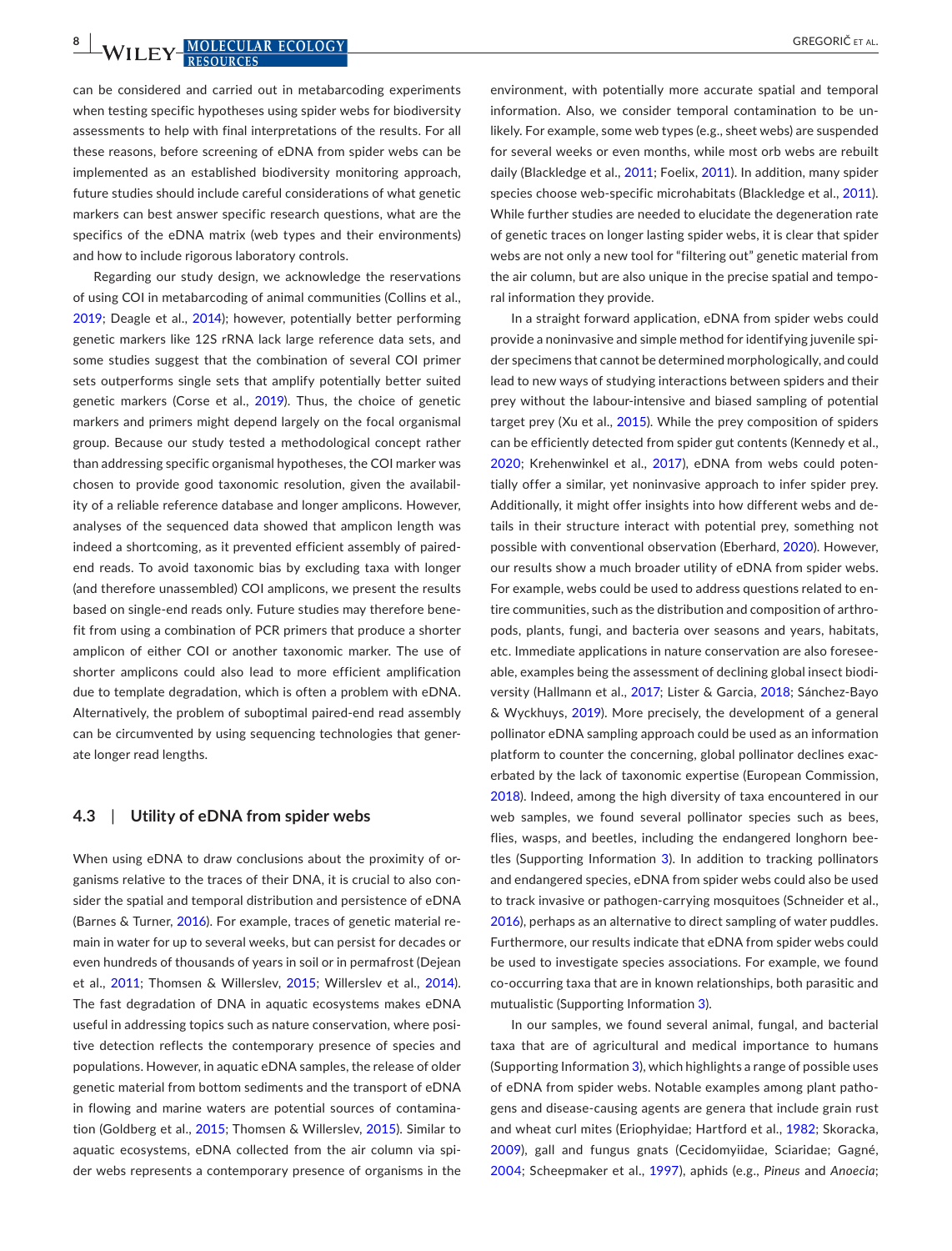can be considered and carried out in metabarcoding experiments when testing specific hypotheses using spider webs for biodiversity assessments to help with final interpretations of the results. For all these reasons, before screening of eDNA from spider webs can be implemented as an established biodiversity monitoring approach, future studies should include careful considerations of what genetic markers can best answer specific research questions, what are the specifics of the eDNA matrix (web types and their environments) and how to include rigorous laboratory controls.

Regarding our study design, we acknowledge the reservations of using COI in metabarcoding of animal communities (Collins et al., 2019; Deagle et al., 2014); however, potentially better performing genetic markers like 12S rRNA lack large reference data sets, and some studies suggest that the combination of several COI primer sets outperforms single sets that amplify potentially better suited genetic markers (Corse et al., 2019). Thus, the choice of genetic markers and primers might depend largely on the focal organismal group. Because our study tested a methodological concept rather than addressing specific organismal hypotheses, the COI marker was chosen to provide good taxonomic resolution, given the availability of a reliable reference database and longer amplicons. However, analyses of the sequenced data showed that amplicon length was indeed a shortcoming, as it prevented efficient assembly of paired-end reads. To avoid taxonomic bias by excluding taxa with longer (and therefore unassembled) COI amplicons, we present the results based on single-end reads only. Future studies may therefore benefit from using a combination of PCR primers that produce a shorter amplicon of either COI or another taxonomic marker. The use of shorter amplicons could also lead to more efficient amplification due to template degradation, which is often a problem with eDNA. Alternatively, the problem of suboptimal paired-end read assembly can be circumvented by using sequencing technologies that generate longer read lengths.

### 4.3 | Utility of eDNA from spider webs

When using eDNA to draw conclusions about the proximity of organisms relative to the traces of their DNA, it is crucial to also consider the spatial and temporal distribution and persistence of eDNA (Barnes & Turner, 2016). For example, traces of genetic material remain in water for up to several weeks, but can persist for decades or even hundreds of thousands of years in soil or in permafrost (Dejean et al., 2011; Thomsen & Willerslev, 2015; Willerslev et al., 2014). The fast degradation of DNA in aquatic ecosystems makes eDNA useful in addressing topics such as nature conservation, where positive detection reflects the contemporary presence of species and populations. However, in aquatic eDNA samples, the release of older genetic material from bottom sediments and the transport of eDNA in flowing and marine waters are potential sources of contamination (Goldberg et al., 2015; Thomsen & Willerslev, 2015). Similar to aquatic ecosystems, eDNA collected from the air column via spider webs represents a contemporary presence of organisms in the environment, with potentially more accurate spatial and temporal information. Also, we consider temporal contamination to be unlikely. For example, some web types (e.g., sheet webs) are suspended for several weeks or even months, while most orb webs are rebuilt daily (Blackledge et al., 2011; Foelix, 2011). In addition, many spider species choose web-specific microhabitats (Blackledge et al., 2011). While further studies are needed to elucidate the degeneration rate of genetic traces on longer lasting spider webs, it is clear that spider webs are not only a new tool for "filtering out" genetic material from the air column, but are also unique in the precise spatial and temporal information they provide.

In a straight forward application, eDNA from spider webs could provide a noninvasive and simple method for identifying juvenile spider specimens that cannot be determined morphologically, and could lead to new ways of studying interactions between spiders and their prey without the labour-intensive and biased sampling of potential target prey (Xu et al., 2015). While the prey composition of spiders can be efficiently detected from spider gut contents (Kennedy et al., 2020; Krehenwinkel et al., 2017), eDNA from webs could potentially offer a similar, yet noninvasive approach to infer spider prey. Additionally, it might offer insights into how different webs and details in their structure interact with potential prey, something not possible with conventional observation (Eberhard, 2020). However, our results show a much broader utility of eDNA from spider webs. For example, webs could be used to address questions related to entire communities, such as the distribution and composition of arthropods, plants, fungi, and bacteria over seasons and years, habitats, etc. Immediate applications in nature conservation are also foreseeable, examples being the assessment of declining global insect biodiversity (Hallmann et al., 2017; Lister & Garcia, 2018; Sánchez-Bayo & Wyckhuys, 2019). More precisely, the development of a general pollinator eDNA sampling approach could be used as an information platform to counter the concerning, global pollinator declines exacerbated by the lack of taxonomic expertise (European Commission, 2018). Indeed, among the high diversity of taxa encountered in our web samples, we found several pollinator species such as bees, flies, wasps, and beetles, including the endangered longhorn beetles (Supporting Information 3). In addition to tracking pollinators and endangered species, eDNA from spider webs could also be used to track invasive or pathogen-carrying mosquitoes (Schneider et al., 2016), perhaps as an alternative to direct sampling of water puddles. Furthermore, our results indicate that eDNA from spider webs could be used to investigate species associations. For example, we found co-occurring taxa that are in known relationships, both parasitic and mutualistic (Supporting Information 3).

In our samples, we found several animal, fungal, and bacterial taxa that are of agricultural and medical importance to humans (Supporting Information 3), which highlights a range of possible uses of eDNA from spider webs. Notable examples among plant pathogens and disease-causing agents are genera that include grain rust and wheat curl mites (Eriophyidae; Hartford et al., 1982; Skoracka, 2009), gall and fungus gnats (Cecidomyiidae, Sciaridae; Gagné, 2004; Scheepmaker et al., 1997), aphids (e.g., *Pineus* and *Anoecia*;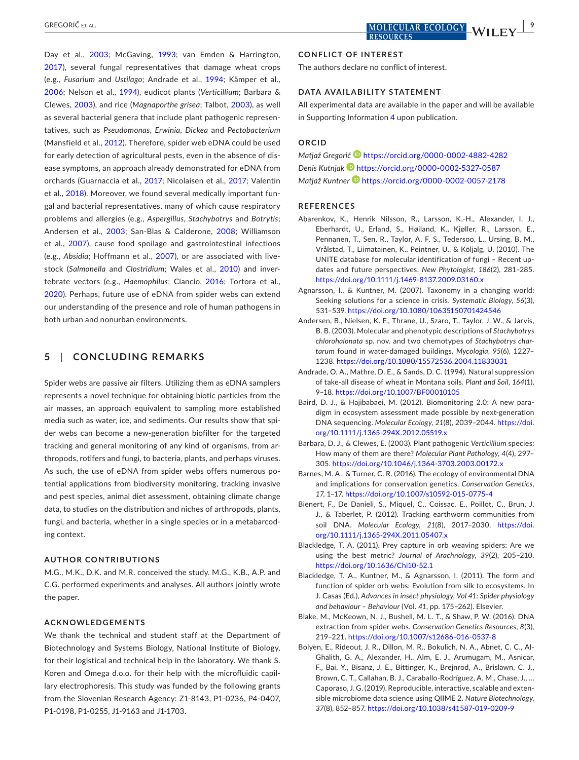Day et al., 2003; McGaving, 1993; van Emden & Harrington, 2017), several fungal representatives that damage wheat crops (e.g., *Fusarium* and *Ustilago*; Andrade et al., 1994; Kämper et al., 2006; Nelson et al., 1994), eudicot plants (*Verticillium*; Barbara & Clewes, 2003), and rice (*Magnaporthe grisea*; Talbot, 2003), as well as several bacterial genera that include plant pathogenic representatives, such as *Pseudomonas*, *Erwinia*, *Dickea* and *Pectobacterium* (Mansfield et al., 2012). Therefore, spider web eDNA could be used for early detection of agricultural pests, even in the absence of disease symptoms, an approach already demonstrated for eDNA from orchards (Guarnaccia et al., 2017; Nicolaisen et al., 2017; Valentin et al., 2018). Moreover, we found several medically important fungal and bacterial representatives, many of which cause respiratory problems and allergies (e.g., *Aspergillus*, *Stachybotrys* and *Botrytis*; Andersen et al., 2003; San-Blas & Calderone, 2008; Williamson et al., 2007), cause food spoilage and gastrointestinal infections (e.g., *Absidia*; Hoffmann et al., 2007), or are associated with livestock (*Salmonella* and *Clostridium*; Wales et al., 2010) and invertebrate vectors (e.g., *Haemophilus*; Ciancio, 2016; Tortora et al., 2020). Perhaps, future use of eDNA from spider webs can extend our understanding of the presence and role of human pathogens in both urban and nonurban environments.

## 5 | CONCLUDING REMARKS

Spider webs are passive air filters. Utilizing them as eDNA samplers represents a novel technique for obtaining biotic particles from the air masses, an approach equivalent to sampling more established media such as water, ice, and sediments. Our results show that spider webs can become a new-generation biofilter for the targeted tracking and general monitoring of any kind of organisms, from arthropods, rotifers and fungi, to bacteria, plants, and perhaps viruses. As such, the use of eDNA from spider webs offers numerous potential applications from biodiversity monitoring, tracking invasive and pest species, animal diet assessment, obtaining climate change data, to studies on the distribution and niches of arthropods, plants, fungi, and bacteria, whether in a single species or in a metabarcoding context.

### AUTHOR CONTRIBUTIONS

M.G., M.K., D.K. and M.R. conceived the study. M.G., K.B., A.P. and C.G. performed experiments and analyses. All authors jointly wrote the paper.

### ACKNOWLEDGEMENTS

We thank the technical and student staff at the Department of Biotechnology and Systems Biology, National Institute of Biology, for their logistical and technical help in the laboratory. We thank S. Koren and Omega d.o.o. for their help with the microfluidic capillary electrophoresis. This study was funded by the following grants from the Slovenian Research Agency: Z1-8143, P1-0236, P4-0407, P1-0198, P1-0255, J1-9163 and J1-1703.

### CONFLICT OF INTEREST

The authors declare no conflict of interest.

### DATA AVAILABILITY STATEMENT

All experimental data are available in the paper and will be available in Supporting Information 4 upon publication.

### ORCID

*Matjaž Gregorič* https://orcid.org/0000-0002-4882-4282
*Denis Kutnjak* https://orcid.org/0000-0002-5327-0587
*Matjaž Kuntner* https://orcid.org/0000-0002-0057-2178

### REFERENCES

Abarenkov, K., Henrik Nilsson, R., Larsson, K.-H., Alexander, I. J., Eberhardt, U., Erland, S., Høiland, K., Kjøller, R., Larsson, E., Pennanen, T., Sen, R., Taylor, A. F. S., Tedersoo, L., Ursing, B. M., Vrålstad, T., Liimatainen, K., Peintner, U., & Kõljalg, U. (2010). The UNITE database for molecular identification of fungi – Recent updates and future perspectives. *New Phytologist*, *186*(2), 281–285. https://doi.org/10.1111/j.1469-8137.2009.03160.x

Agnarsson, I., & Kuntner, M. (2007). Taxonomy in a changing world: Seeking solutions for a science in crisis. *Systematic Biology*, *56*(3), 531–539. https://doi.org/10.1080/10635150701424546

Andersen, B., Nielsen, K. F., Thrane, U., Szaro, T., Taylor, J. W., & Jarvis, B. B. (2003). Molecular and phenotypic descriptions of *Stachybotrys chlorohalonata* sp. nov. and two chemotypes of *Stachybotrys chartarum* found in water-damaged buildings. *Mycologia*, *95*(6), 1227–1238. https://doi.org/10.1080/15572536.2004.11833031

Andrade, O. A., Mathre, D. E., & Sands, D. C. (1994). Natural suppression of take-all disease of wheat in Montana soils. *Plant and Soil*, *164*(1), 9–18. https://doi.org/10.1007/BF00010105

Baird, D. J., & Hajibabaei, M. (2012). Biomonitoring 2.0: A new paradigm in ecosystem assessment made possible by next-generation DNA sequencing. *Molecular Ecology*, *21*(8), 2039–2044. https://doi.org/10.1111/j.1365-294X.2012.05519.x

Barbara, D. J., & Clewes, E. (2003). Plant pathogenic *Verticillium* species: How many of them are there? *Molecular Plant Pathology*, *4*(4), 297–305. https://doi.org/10.1046/j.1364-3703.2003.00172.x

Barnes, M. A., & Turner, C. R. (2016). The ecology of environmental DNA and implications for conservation genetics. *Conservation Genetics*, *17*, 1–17. https://doi.org/10.1007/s10592-015-0775-4

Bienert, F., De Danieli, S., Miquel, C., Coissac, E., Poillot, C., Brun, J. J., & Taberlet, P. (2012). Tracking earthworm communities from soil DNA. *Molecular Ecology*, *21*(8), 2017–2030. https://doi.org/10.1111/j.1365-294X.2011.05407.x

Blackledge, T. A. (2011). Prey capture in orb weaving spiders: Are we using the best metric? *Journal of Arachnology*, *39*(2), 205–210. https://doi.org/10.1636/Chi10-52.1

Blackledge, T. A., Kuntner, M., & Agnarsson, I. (2011). The form and function of spider orb webs: Evolution from silk to ecosystems. In J. Casas (Ed.), *Advances in insect physiology, Vol 41: Spider physiology and behaviour – Behaviour* (Vol. *41*, pp. 175–262). Elsevier.

Blake, M., McKeown, N. J., Bushell, M. L. T., & Shaw, P. W. (2016). DNA extraction from spider webs. *Conservation Genetics Resources*, *8*(3), 219–221. https://doi.org/10.1007/s12686-016-0537-8

Bolyen, E., Rideout, J. R., Dillon, M. R., Bokulich, N. A., Abnet, C. C., Al-Ghalith, G. A., Alexander, H., Alm, E. J., Arumugam, M., Asnicar, F., Bai, Y., Bisanz, J. E., Bittinger, K., Brejnrod, A., Brislawn, C. J., Brown, C. T., Callahan, B. J., Caraballo-Rodríguez, A. M., Chase, J., … Caporaso, J. G. (2019). Reproducible, interactive, scalable and extensible microbiome data science using QIIME 2. *Nature Biotechnology*, *37*(8), 852–857. https://doi.org/10.1038/s41587-019-0209-9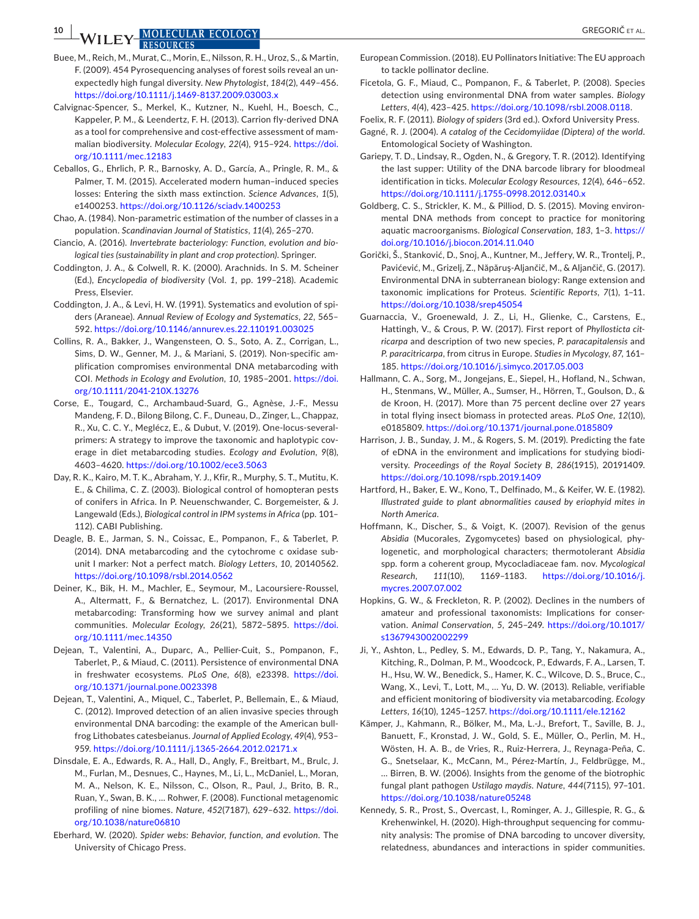Buee, M., Reich, M., Murat, C., Morin, E., Nilsson, R. H., Uroz, S., & Martin, F. (2009). 454 Pyrosequencing analyses of forest soils reveal an unexpectedly high fungal diversity. *New Phytologist*, *184*(2), 449–456. https://doi.org/10.1111/j.1469-8137.2009.03003.x

Calvignac-Spencer, S., Merkel, K., Kutzner, N., Kuehl, H., Boesch, C., Kappeler, P. M., & Leendertz, F. H. (2013). Carrion fly-derived DNA as a tool for comprehensive and cost-effective assessment of mammalian biodiversity. *Molecular Ecology*, *22*(4), 915–924. https://doi.org/10.1111/mec.12183

Ceballos, G., Ehrlich, P. R., Barnosky, A. D., García, A., Pringle, R. M., & Palmer, T. M. (2015). Accelerated modern human–induced species losses: Entering the sixth mass extinction. *Science Advances*, *1*(5), e1400253. https://doi.org/10.1126/sciadv.1400253

Chao, A. (1984). Non-parametric estimation of the number of classes in a population. *Scandinavian Journal of Statistics*, *11*(4), 265–270.

Ciancio, A. (2016). *Invertebrate bacteriology: Function, evolution and biological ties (sustainability in plant and crop protection)*. Springer.

Coddington, J. A., & Colwell, R. K. (2000). Arachnids. In S. M. Scheiner (Ed.), *Encyclopedia of biodiversity* (Vol. *1*, pp. 199–218). Academic Press, Elsevier.

Coddington, J. A., & Levi, H. W. (1991). Systematics and evolution of spiders (Araneae). *Annual Review of Ecology and Systematics*, *22*, 565–592. https://doi.org/10.1146/annurev.es.22.110191.003025

Collins, R. A., Bakker, J., Wangensteen, O. S., Soto, A. Z., Corrigan, L., Sims, D. W., Genner, M. J., & Mariani, S. (2019). Non-specific amplification compromises environmental DNA metabarcoding with COI. *Methods in Ecology and Evolution*, *10*, 1985–2001. https://doi.org/10.1111/2041-210X.13276

Corse, E., Tougard, C., Archambaud-Suard, G., Agnèse, J.-F., Messu Mandeng, F. D., Bilong Bilong, C. F., Duneau, D., Zinger, L., Chappaz, R., Xu, C. C. Y., Meglécz, E., & Dubut, V. (2019). One-locus-several-primers: A strategy to improve the taxonomic and haplotypic coverage in diet metabarcoding studies. *Ecology and Evolution*, *9*(8), 4603–4620. https://doi.org/10.1002/ece3.5063

Day, R. K., Kairo, M. T. K., Abraham, Y. J., Kfir, R., Murphy, S. T., Mutitu, K. E., & Chilima, C. Z. (2003). Biological control of homopteran pests of conifers in Africa. In P. Neuenschwander, C. Borgemeister, & J. Langewald (Eds.), *Biological control in IPM systems in Africa* (pp. 101–112). CABI Publishing.

Deagle, B. E., Jarman, S. N., Coissac, E., Pompanon, F., & Taberlet, P. (2014). DNA metabarcoding and the cytochrome c oxidase subunit I marker: Not a perfect match. *Biology Letters*, *10*, 20140562. https://doi.org/10.1098/rsbl.2014.0562

Deiner, K., Bik, H. M., Machler, E., Seymour, M., Lacoursiere-Roussel, A., Altermatt, F., & Bernatchez, L. (2017). Environmental DNA metabarcoding: Transforming how we survey animal and plant communities. *Molecular Ecology*, *26*(21), 5872–5895. https://doi.org/10.1111/mec.14350

Dejean, T., Valentini, A., Duparc, A., Pellier-Cuit, S., Pompanon, F., Taberlet, P., & Miaud, C. (2011). Persistence of environmental DNA in freshwater ecosystems. *PLoS One*, *6*(8), e23398. https://doi.org/10.1371/journal.pone.0023398

Dejean, T., Valentini, A., Miquel, C., Taberlet, P., Bellemain, E., & Miaud, C. (2012). Improved detection of an alien invasive species through environmental DNA barcoding: the example of the American bullfrog Lithobates catesbeianus. *Journal of Applied Ecology*, *49*(4), 953–959. https://doi.org/10.1111/j.1365-2664.2012.02171.x

Dinsdale, E. A., Edwards, R. A., Hall, D., Angly, F., Breitbart, M., Brulc, J. M., Furlan, M., Desnues, C., Haynes, M., Li, L., McDaniel, L., Moran, M. A., Nelson, K. E., Nilsson, C., Olson, R., Paul, J., Brito, B. R., Ruan, Y., Swan, B. K., … Rohwer, F. (2008). Functional metagenomic profiling of nine biomes. *Nature*, *452*(7187), 629–632. https://doi.org/10.1038/nature06810

Eberhard, W. (2020). *Spider webs: Behavior, function, and evolution*. The University of Chicago Press.

European Commission. (2018). EU Pollinators Initiative: The EU approach to tackle pollinator decline.

Ficetola, G. F., Miaud, C., Pompanon, F., & Taberlet, P. (2008). Species detection using environmental DNA from water samples. *Biology Letters*, *4*(4), 423–425. https://doi.org/10.1098/rsbl.2008.0118.

Foelix, R. F. (2011). *Biology of spiders* (3rd ed.). Oxford University Press.

Gagné, R. J. (2004). *A catalog of the Cecidomyiidae (Diptera) of the world*. Entomological Society of Washington.

Gariepy, T. D., Lindsay, R., Ogden, N., & Gregory, T. R. (2012). Identifying the last supper: Utility of the DNA barcode library for bloodmeal identification in ticks. *Molecular Ecology Resources*, *12*(4), 646–652. https://doi.org/10.1111/j.1755-0998.2012.03140.x

Goldberg, C. S., Strickler, K. M., & Pilliod, D. S. (2015). Moving environmental DNA methods from concept to practice for monitoring aquatic macroorganisms. *Biological Conservation*, *183*, 1–3. https://doi.org/10.1016/j.biocon.2014.11.040

Gorički, Š., Stanković, D., Snoj, A., Kuntner, M., Jeffery, W. R., Trontelj, P., Pavićević, M., Grizelj, Z., Năpăruş-Aljančič, M., & Aljančič, G. (2017). Environmental DNA in subterranean biology: Range extension and taxonomic implications for Proteus. *Scientific Reports*, *7*(1), 1–11. https://doi.org/10.1038/srep45054

Guarnaccia, V., Groenewald, J. Z., Li, H., Glienke, C., Carstens, E., Hattingh, V., & Crous, P. W. (2017). First report of *Phyllosticta citricarpa* and description of two new species, *P. paracapitalensis* and *P. paracitricarpa*, from citrus in Europe. *Studies in Mycology*, *87*, 161–185. https://doi.org/10.1016/j.simyco.2017.05.003

Hallmann, C. A., Sorg, M., Jongejans, E., Siepel, H., Hofland, N., Schwan, H., Stenmans, W., Müller, A., Sumser, H., Hörren, T., Goulson, D., & de Kroon, H. (2017). More than 75 percent decline over 27 years in total flying insect biomass in protected areas. *PLoS One*, *12*(10), e0185809. https://doi.org/10.1371/journal.pone.0185809

Harrison, J. B., Sunday, J. M., & Rogers, S. M. (2019). Predicting the fate of eDNA in the environment and implications for studying biodiversity. *Proceedings of the Royal Society B*, *286*(1915), 20191409. https://doi.org/10.1098/rspb.2019.1409

Hartford, H., Baker, E. W., Kono, T., Delfinado, M., & Keifer, W. E. (1982). *Illustrated guide to plant abnormalities caused by eriophyid mites in North America*.

Hoffmann, K., Discher, S., & Voigt, K. (2007). Revision of the genus *Absidia* (Mucorales, Zygomycetes) based on physiological, phylogenetic, and morphological characters; thermotolerant *Absidia* spp. form a coherent group, Mycocladiaceae fam. nov. *Mycological Research*, *111*(10), 1169–1183. https://doi.org/10.1016/j.mycres.2007.07.002

Hopkins, G. W., & Freckleton, R. P. (2002). Declines in the numbers of amateur and professional taxonomists: Implications for conservation. *Animal Conservation*, *5*, 245–249. https://doi.org/10.1017/s1367943002002299

Ji, Y., Ashton, L., Pedley, S. M., Edwards, D. P., Tang, Y., Nakamura, A., Kitching, R., Dolman, P. M., Woodcock, P., Edwards, F. A., Larsen, T. H., Hsu, W. W., Benedick, S., Hamer, K. C., Wilcove, D. S., Bruce, C., Wang, X., Levi, T., Lott, M., … Yu, D. W. (2013). Reliable, verifiable and efficient monitoring of biodiversity via metabarcoding. *Ecology Letters*, *16*(10), 1245–1257. https://doi.org/10.1111/ele.12162

Kämper, J., Kahmann, R., Bölker, M., Ma, L.-J., Brefort, T., Saville, B. J., Banuett, F., Kronstad, J. W., Gold, S. E., Müller, O., Perlin, M. H., Wösten, H. A. B., de Vries, R., Ruiz-Herrera, J., Reynaga-Peña, C. G., Snetselaar, K., McCann, M., Pérez-Martín, J., Feldbrügge, M., … Birren, B. W. (2006). Insights from the genome of the biotrophic fungal plant pathogen *Ustilago maydis*. *Nature*, *444*(7115), 97–101. https://doi.org/10.1038/nature05248

Kennedy, S. R., Prost, S., Overcast, I., Rominger, A. J., Gillespie, R. G., & Krehenwinkel, H. (2020). High-throughput sequencing for community analysis: The promise of DNA barcoding to uncover diversity, relatedness, abundances and interactions in spider communities.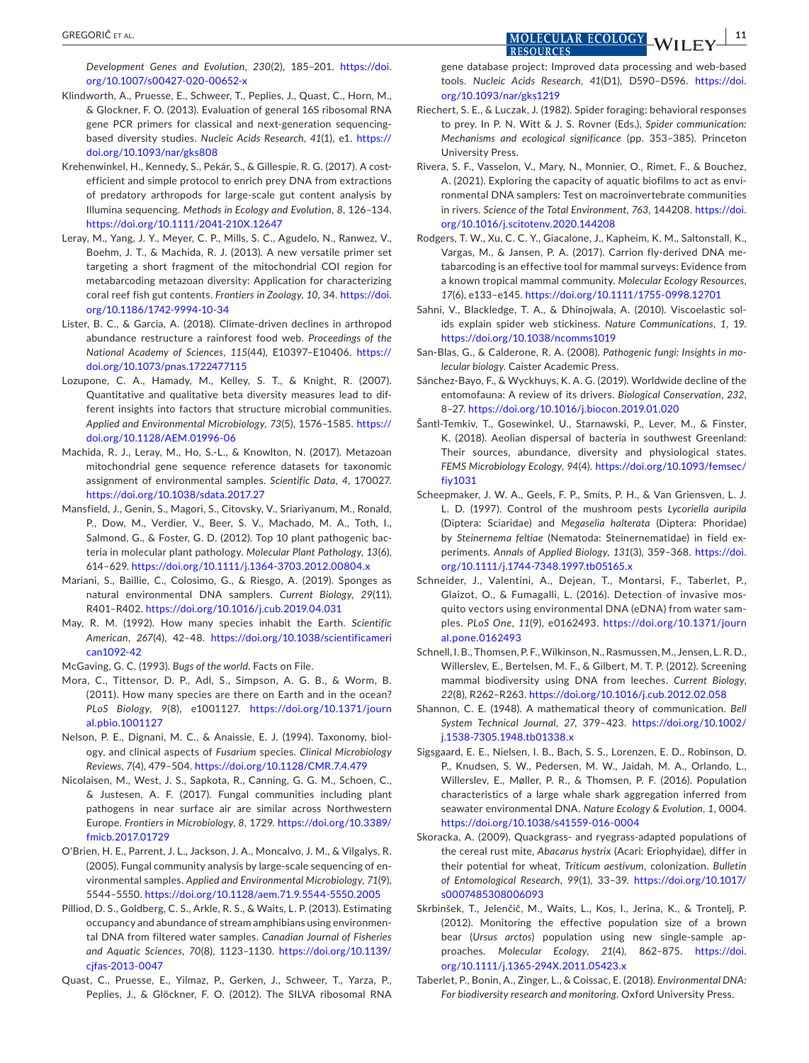*Development Genes and Evolution*, *230*(2), 185–201. https://doi.org/10.1007/s00427-020-00652-x

Klindworth, A., Pruesse, E., Schweer, T., Peplies, J., Quast, C., Horn, M., & Glockner, F. O. (2013). Evaluation of general 16S ribosomal RNA gene PCR primers for classical and next-generation sequencing-based diversity studies. *Nucleic Acids Research*, *41*(1), e1. https://doi.org/10.1093/nar/gks808

Krehenwinkel, H., Kennedy, S., Pekár, S., & Gillespie, R. G. (2017). A cost-efficient and simple protocol to enrich prey DNA from extractions of predatory arthropods for large-scale gut content analysis by Illumina sequencing. *Methods in Ecology and Evolution*, *8*, 126–134. https://doi.org/10.1111/2041-210X.12647

Leray, M., Yang, J. Y., Meyer, C. P., Mills, S. C., Agudelo, N., Ranwez, V., Boehm, J. T., & Machida, R. J. (2013). A new versatile primer set targeting a short fragment of the mitochondrial COI region for metabarcoding metazoan diversity: Application for characterizing coral reef fish gut contents. *Frontiers in Zoology*, *10*, 34. https://doi.org/10.1186/1742-9994-10-34

Lister, B. C., & Garcia, A. (2018). Climate-driven declines in arthropod abundance restructure a rainforest food web. *Proceedings of the National Academy of Sciences*, *115*(44), E10397–E10406. https://doi.org/10.1073/pnas.1722477115

Lozupone, C. A., Hamady, M., Kelley, S. T., & Knight, R. (2007). Quantitative and qualitative beta diversity measures lead to different insights into factors that structure microbial communities. *Applied and Environmental Microbiology*, *73*(5), 1576–1585. https://doi.org/10.1128/AEM.01996-06

Machida, R. J., Leray, M., Ho, S.-L., & Knowlton, N. (2017). Metazoan mitochondrial gene sequence reference datasets for taxonomic assignment of environmental samples. *Scientific Data*, *4*, 170027. https://doi.org/10.1038/sdata.2017.27

Mansfield, J., Genin, S., Magori, S., Citovsky, V., Sriariyanum, M., Ronald, P., Dow, M., Verdier, V., Beer, S. V., Machado, M. A., Toth, I., Salmond, G., & Foster, G. D. (2012). Top 10 plant pathogenic bacteria in molecular plant pathology. *Molecular Plant Pathology*, *13*(6), 614–629. https://doi.org/10.1111/j.1364-3703.2012.00804.x

Mariani, S., Baillie, C., Colosimo, G., & Riesgo, A. (2019). Sponges as natural environmental DNA samplers. *Current Biology*, *29*(11), R401–R402. https://doi.org/10.1016/j.cub.2019.04.031

May, R. M. (1992). How many species inhabit the Earth. *Scientific American*, *267*(4), 42–48. https://doi.org/10.1038/scientificamerican1092-42

McGaving, G. C. (1993). *Bugs of the world*. Facts on File.

Mora, C., Tittensor, D. P., Adl, S., Simpson, A. G. B., & Worm, B. (2011). How many species are there on Earth and in the ocean? *PLoS Biology*, *9*(8), e1001127. https://doi.org/10.1371/journal.pbio.1001127

Nelson, P. E., Dignani, M. C., & Anaissie, E. J. (1994). Taxonomy, biology, and clinical aspects of *Fusarium* species. *Clinical Microbiology Reviews*, *7*(4), 479–504. https://doi.org/10.1128/CMR.7.4.479

Nicolaisen, M., West, J. S., Sapkota, R., Canning, G. G. M., Schoen, C., & Justesen, A. F. (2017). Fungal communities including plant pathogens in near surface air are similar across Northwestern Europe. *Frontiers in Microbiology*, *8*, 1729. https://doi.org/10.3389/fmicb.2017.01729

O'Brien, H. E., Parrent, J. L., Jackson, J. A., Moncalvo, J. M., & Vilgalys, R. (2005). Fungal community analysis by large-scale sequencing of environmental samples. *Applied and Environmental Microbiology*, *71*(9), 5544–5550. https://doi.org/10.1128/aem.71.9.5544-5550.2005

Pilliod, D. S., Goldberg, C. S., Arkle, R. S., & Waits, L. P. (2013). Estimating occupancy and abundance of stream amphibians using environmental DNA from filtered water samples. *Canadian Journal of Fisheries and Aquatic Sciences*, *70*(8), 1123–1130. https://doi.org/10.1139/cjfas-2013-0047

Quast, C., Pruesse, E., Yilmaz, P., Gerken, J., Schweer, T., Yarza, P., Peplies, J., & Glöckner, F. O. (2012). The SILVA ribosomal RNA gene database project: Improved data processing and web-based tools. *Nucleic Acids Research*, *41*(D1), D590–D596. https://doi.org/10.1093/nar/gks1219

Riechert, S. E., & Luczak, J. (1982). Spider foraging: behavioral responses to prey. In P. N. Witt & J. S. Rovner (Eds.), *Spider communication: Mechanisms and ecological significance* (pp. 353–385). Princeton University Press.

Rivera, S. F., Vasselon, V., Mary, N., Monnier, O., Rimet, F., & Bouchez, A. (2021). Exploring the capacity of aquatic biofilms to act as environmental DNA samplers: Test on macroinvertebrate communities in rivers. *Science of the Total Environment*, *763*, 144208. https://doi.org/10.1016/j.scitotenv.2020.144208

Rodgers, T. W., Xu, C. C. Y., Giacalone, J., Kapheim, K. M., Saltonstall, K., Vargas, M., & Jansen, P. A. (2017). Carrion fly-derived DNA metabarcoding is an effective tool for mammal surveys: Evidence from a known tropical mammal community. *Molecular Ecology Resources*, *17*(6), e133–e145. https://doi.org/10.1111/1755-0998.12701

Sahni, V., Blackledge, T. A., & Dhinojwala, A. (2010). Viscoelastic solids explain spider web stickiness. *Nature Communications*, *1*, 19. https://doi.org/10.1038/ncomms1019

San-Blas, G., & Calderone, R. A. (2008). *Pathogenic fungi: Insights in molecular biology*. Caister Academic Press.

Sánchez-Bayo, F., & Wyckhuys, K. A. G. (2019). Worldwide decline of the entomofauna: A review of its drivers. *Biological Conservation*, *232*, 8–27. https://doi.org/10.1016/j.biocon.2019.01.020

Šantl-Temkiv, T., Gosewinkel, U., Starnawski, P., Lever, M., & Finster, K. (2018). Aeolian dispersal of bacteria in southwest Greenland: Their sources, abundance, diversity and physiological states. *FEMS Microbiology Ecology*, *94*(4). https://doi.org/10.1093/femsec/fiy1031

Scheepmaker, J. W. A., Geels, F. P., Smits, P. H., & Van Griensven, L. J. L. D. (1997). Control of the mushroom pests *Lycoriella auripila* (Diptera: Sciaridae) and *Megaselia halterata* (Diptera: Phoridae) by *Steinernema feltiae* (Nematoda: Steinernematidae) in field experiments. *Annals of Applied Biology*, *131*(3), 359–368. https://doi.org/10.1111/j.1744-7348.1997.tb05165.x

Schneider, J., Valentini, A., Dejean, T., Montarsi, F., Taberlet, P., Glaizot, O., & Fumagalli, L. (2016). Detection of invasive mosquito vectors using environmental DNA (eDNA) from water samples. *PLoS One*, *11*(9), e0162493. https://doi.org/10.1371/journal.pone.0162493

Schnell, I. B., Thomsen, P. F., Wilkinson, N., Rasmussen, M., Jensen, L. R. D., Willerslev, E., Bertelsen, M. F., & Gilbert, M. T. P. (2012). Screening mammal biodiversity using DNA from leeches. *Current Biology*, *22*(8), R262–R263. https://doi.org/10.1016/j.cub.2012.02.058

Shannon, C. E. (1948). A mathematical theory of communication. *Bell System Technical Journal*, *27*, 379–423. https://doi.org/10.1002/j.1538-7305.1948.tb01338.x

Sigsgaard, E. E., Nielsen, I. B., Bach, S. S., Lorenzen, E. D., Robinson, D. P., Knudsen, S. W., Pedersen, M. W., Jaidah, M. A., Orlando, L., Willerslev, E., Møller, P. R., & Thomsen, P. F. (2016). Population characteristics of a large whale shark aggregation inferred from seawater environmental DNA. *Nature Ecology & Evolution*, *1*, 0004. https://doi.org/10.1038/s41559-016-0004

Skoracka, A. (2009). Quackgrass- and ryegrass-adapted populations of the cereal rust mite, *Abacarus hystrix* (Acari: Eriophyidae), differ in their potential for wheat, *Triticum aestivum*, colonization. *Bulletin of Entomological Research*, *99*(1), 33–39. https://doi.org/10.1017/s0007485308006093

Skrbinšek, T., Jelenčič, M., Waits, L., Kos, I., Jerina, K., & Trontelj, P. (2012). Monitoring the effective population size of a brown bear (*Ursus arctos*) population using new single-sample approaches. *Molecular Ecology*, *21*(4), 862–875. https://doi.org/10.1111/j.1365-294X.2011.05423.x

Taberlet, P., Bonin, A., Zinger, L., & Coissac, E. (2018). *Environmental DNA: For biodiversity research and monitoring*. Oxford University Press.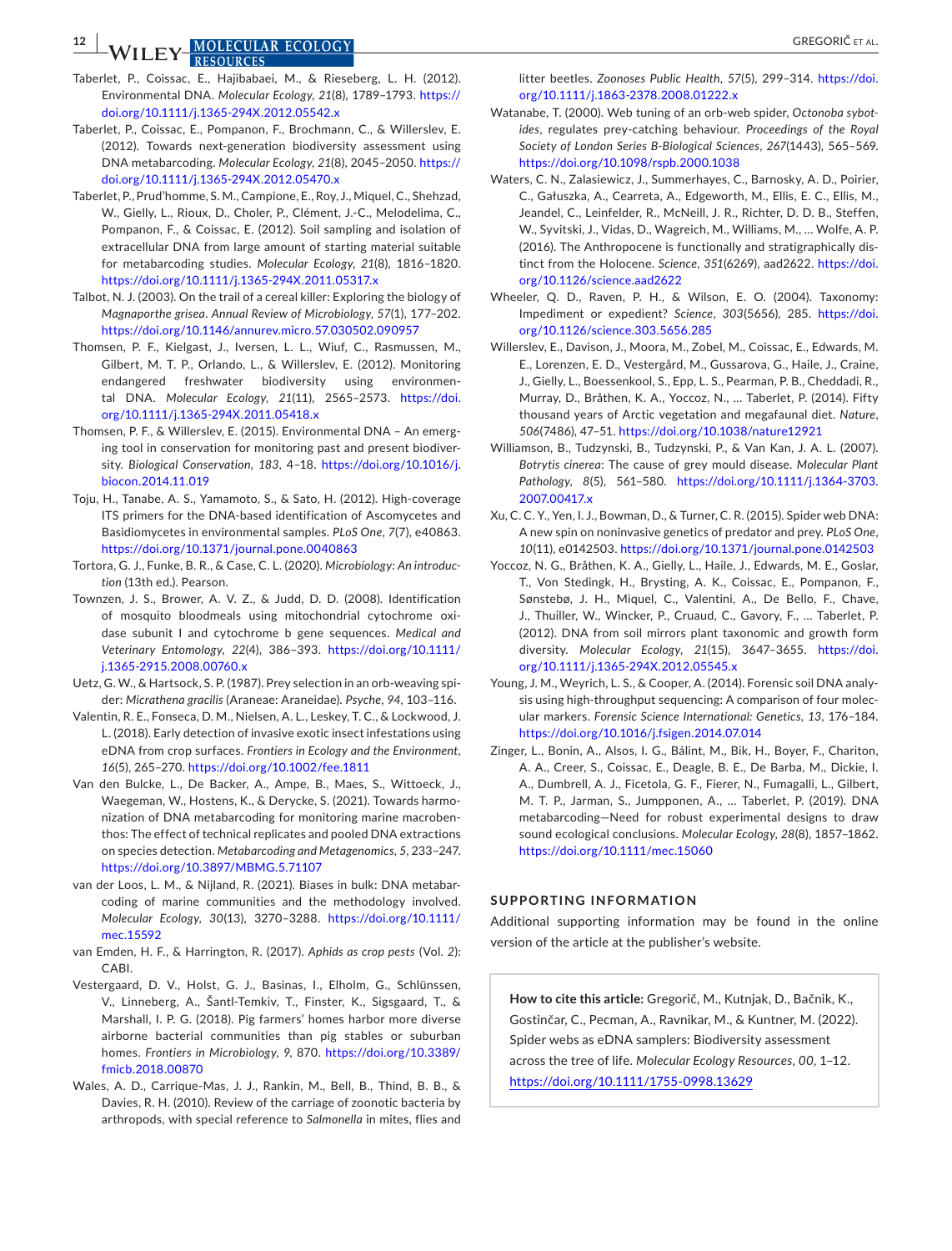Taberlet, P., Coissac, E., Hajibabaei, M., & Rieseberg, L. H. (2012). Environmental DNA. *Molecular Ecology*, *21*(8), 1789–1793. https://doi.org/10.1111/j.1365-294X.2012.05542.x

Taberlet, P., Coissac, E., Pompanon, F., Brochmann, C., & Willerslev, E. (2012). Towards next-generation biodiversity assessment using DNA metabarcoding. *Molecular Ecology*, *21*(8), 2045–2050. https://doi.org/10.1111/j.1365-294X.2012.05470.x

Taberlet, P., Prud'homme, S. M., Campione, E., Roy, J., Miquel, C., Shehzad, W., Gielly, L., Rioux, D., Choler, P., Clément, J.-C., Melodelima, C., Pompanon, F., & Coissac, E. (2012). Soil sampling and isolation of extracellular DNA from large amount of starting material suitable for metabarcoding studies. *Molecular Ecology*, *21*(8), 1816–1820. https://doi.org/10.1111/j.1365-294X.2011.05317.x

Talbot, N. J. (2003). On the trail of a cereal killer: Exploring the biology of *Magnaporthe grisea*. *Annual Review of Microbiology*, *57*(1), 177–202. https://doi.org/10.1146/annurev.micro.57.030502.090957

Thomsen, P. F., Kielgast, J., Iversen, L. L., Wiuf, C., Rasmussen, M., Gilbert, M. T. P., Orlando, L., & Willerslev, E. (2012). Monitoring endangered freshwater biodiversity using environmental DNA. *Molecular Ecology*, *21*(11), 2565–2573. https://doi.org/10.1111/j.1365-294X.2011.05418.x

Thomsen, P. F., & Willerslev, E. (2015). Environmental DNA – An emerging tool in conservation for monitoring past and present biodiversity. *Biological Conservation*, *183*, 4–18. https://doi.org/10.1016/j.biocon.2014.11.019

Toju, H., Tanabe, A. S., Yamamoto, S., & Sato, H. (2012). High-coverage ITS primers for the DNA-based identification of Ascomycetes and Basidiomycetes in environmental samples. *PLoS One*, *7*(7), e40863. https://doi.org/10.1371/journal.pone.0040863

Tortora, G. J., Funke, B. R., & Case, C. L. (2020). *Microbiology: An introduction* (13th ed.). Pearson.

Townzen, J. S., Brower, A. V. Z., & Judd, D. D. (2008). Identification of mosquito bloodmeals using mitochondrial cytochrome oxidase subunit I and cytochrome b gene sequences. *Medical and Veterinary Entomology*, *22*(4), 386–393. https://doi.org/10.1111/j.1365-2915.2008.00760.x

Uetz, G. W., & Hartsock, S. P. (1987). Prey selection in an orb-weaving spider: *Micrathena gracilis* (Araneae: Araneidae). *Psyche*, *94*, 103–116.

Valentin, R. E., Fonseca, D. M., Nielsen, A. L., Leskey, T. C., & Lockwood, J. L. (2018). Early detection of invasive exotic insect infestations using eDNA from crop surfaces. *Frontiers in Ecology and the Environment*, *16*(5), 265–270. https://doi.org/10.1002/fee.1811

Van den Bulcke, L., De Backer, A., Ampe, B., Maes, S., Wittoeck, J., Waegeman, W., Hostens, K., & Derycke, S. (2021). Towards harmonization of DNA metabarcoding for monitoring marine macrobenthos: The effect of technical replicates and pooled DNA extractions on species detection. *Metabarcoding and Metagenomics*, *5*, 233–247. https://doi.org/10.3897/MBMG.5.71107

van der Loos, L. M., & Nijland, R. (2021). Biases in bulk: DNA metabarcoding of marine communities and the methodology involved. *Molecular Ecology*, *30*(13), 3270–3288. https://doi.org/10.1111/mec.15592

van Emden, H. F., & Harrington, R. (2017). *Aphids as crop pests* (Vol. *2*): CABI.

Vestergaard, D. V., Holst, G. J., Basinas, I., Elholm, G., Schlünssen, V., Linneberg, A., Šantl-Temkiv, T., Finster, K., Sigsgaard, T., & Marshall, I. P. G. (2018). Pig farmers' homes harbor more diverse airborne bacterial communities than pig stables or suburban homes. *Frontiers in Microbiology*, *9*, 870. https://doi.org/10.3389/fmicb.2018.00870

Wales, A. D., Carrique-Mas, J. J., Rankin, M., Bell, B., Thind, B. B., & Davies, R. H. (2010). Review of the carriage of zoonotic bacteria by arthropods, with special reference to *Salmonella* in mites, flies and litter beetles. *Zoonoses Public Health*, *57*(5), 299–314. https://doi.org/10.1111/j.1863-2378.2008.01222.x

Watanabe, T. (2000). Web tuning of an orb-web spider, *Octonoba sybotides*, regulates prey-catching behaviour. *Proceedings of the Royal Society of London Series B-Biological Sciences*, *267*(1443), 565–569. https://doi.org/10.1098/rspb.2000.1038

Waters, C. N., Zalasiewicz, J., Summerhayes, C., Barnosky, A. D., Poirier, C., Gałuszka, A., Cearreta, A., Edgeworth, M., Ellis, E. C., Ellis, M., Jeandel, C., Leinfelder, R., McNeill, J. R., Richter, D. D. B., Steffen, W., Syvitski, J., Vidas, D., Wagreich, M., Williams, M., … Wolfe, A. P. (2016). The Anthropocene is functionally and stratigraphically distinct from the Holocene. *Science*, *351*(6269), aad2622. https://doi.org/10.1126/science.aad2622

Wheeler, Q. D., Raven, P. H., & Wilson, E. O. (2004). Taxonomy: Impediment or expedient? *Science*, *303*(5656), 285. https://doi.org/10.1126/science.303.5656.285

Willerslev, E., Davison, J., Moora, M., Zobel, M., Coissac, E., Edwards, M. E., Lorenzen, E. D., Vestergård, M., Gussarova, G., Haile, J., Craine, J., Gielly, L., Boessenkool, S., Epp, L. S., Pearman, P. B., Cheddadi, R., Murray, D., Bråthen, K. A., Yoccoz, N., … Taberlet, P. (2014). Fifty thousand years of Arctic vegetation and megafaunal diet. *Nature*, *506*(7486), 47–51. https://doi.org/10.1038/nature12921

Williamson, B., Tudzynski, B., Tudzynski, P., & Van Kan, J. A. L. (2007). *Botrytis cinerea*: The cause of grey mould disease. *Molecular Plant Pathology*, *8*(5), 561–580. https://doi.org/10.1111/j.1364-3703.2007.00417.x

Xu, C. C. Y., Yen, I. J., Bowman, D., & Turner, C. R. (2015). Spider web DNA: A new spin on noninvasive genetics of predator and prey. *PLoS One*, *10*(11), e0142503. https://doi.org/10.1371/journal.pone.0142503

Yoccoz, N. G., Bråthen, K. A., Gielly, L., Haile, J., Edwards, M. E., Goslar, T., Von Stedingk, H., Brysting, A. K., Coissac, E., Pompanon, F., Sønstebø, J. H., Miquel, C., Valentini, A., De Bello, F., Chave, J., Thuiller, W., Wincker, P., Cruaud, C., Gavory, F., … Taberlet, P. (2012). DNA from soil mirrors plant taxonomic and growth form diversity. *Molecular Ecology*, *21*(15), 3647–3655. https://doi.org/10.1111/j.1365-294X.2012.05545.x

Young, J. M., Weyrich, L. S., & Cooper, A. (2014). Forensic soil DNA analysis using high-throughput sequencing: A comparison of four molecular markers. *Forensic Science International: Genetics*, *13*, 176–184. https://doi.org/10.1016/j.fsigen.2014.07.014

Zinger, L., Bonin, A., Alsos, I. G., Bálint, M., Bik, H., Boyer, F., Chariton, A. A., Creer, S., Coissac, E., Deagle, B. E., De Barba, M., Dickie, I. A., Dumbrell, A. J., Ficetola, G. F., Fierer, N., Fumagalli, L., Gilbert, M. T. P., Jarman, S., Jumpponen, A., … Taberlet, P. (2019). DNA metabarcoding—Need for robust experimental designs to draw sound ecological conclusions. *Molecular Ecology*, *28*(8), 1857–1862. https://doi.org/10.1111/mec.15060

## SUPPORTING INFORMATION

Additional supporting information may be found in the online version of the article at the publisher's website.

**How to cite this article:** Gregorič, M., Kutnjak, D., Bačnik, K., Gostinčar, C., Pecman, A., Ravnikar, M., & Kuntner, M. (2022). Spider webs as eDNA samplers: Biodiversity assessment across the tree of life. *Molecular Ecology Resources*, *00*, 1–12. https://doi.org/10.1111/1755-0998.13629